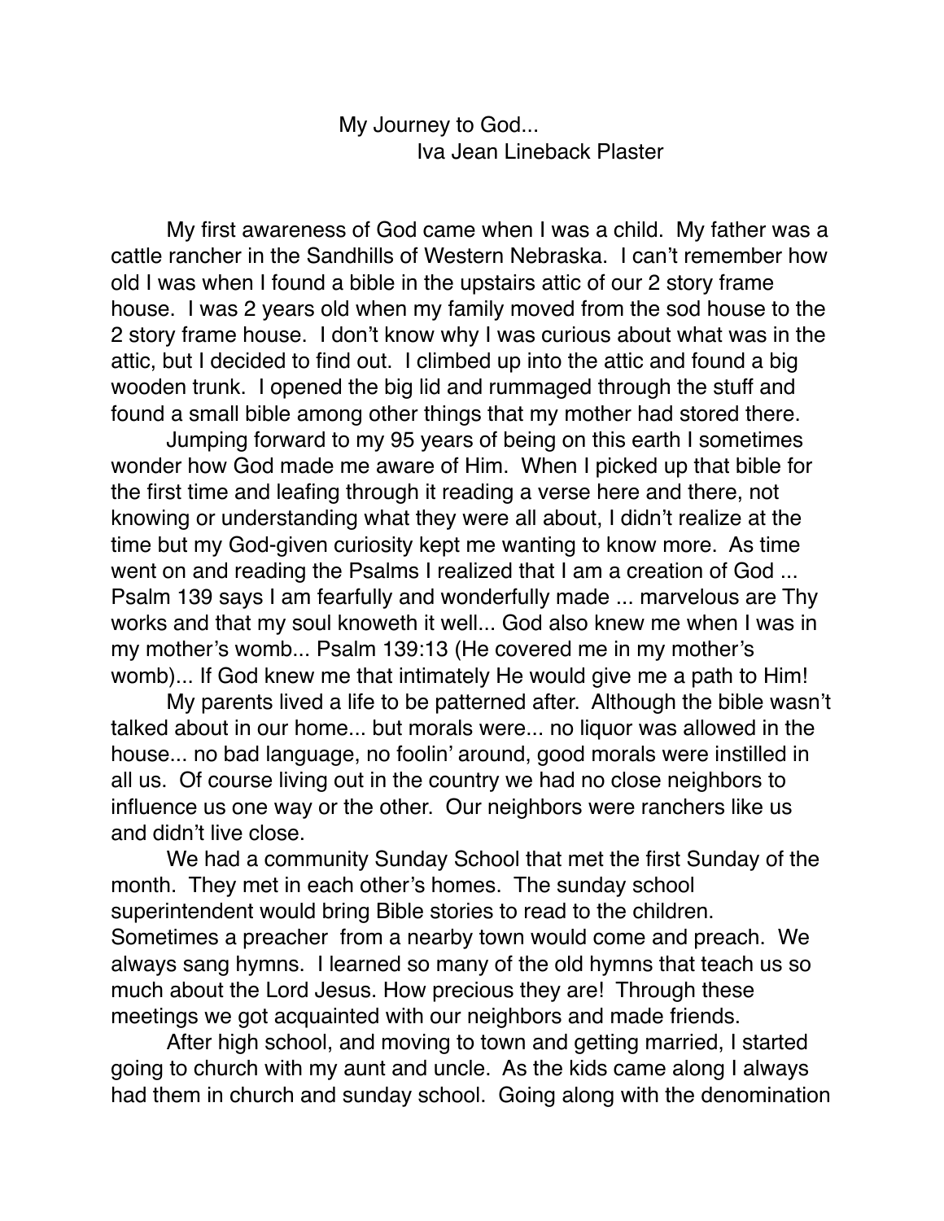# My Journey to God...

Iva Jean Lineback Plaster

My first awareness of God came when I was a child. My father was a cattle rancher in the Sandhills of Western Nebraska. I can't remember how old I was when I found a bible in the upstairs attic of our 2 story frame house. I was 2 years old when my family moved from the sod house to the 2 story frame house. I don't know why I was curious about what was in the attic, but I decided to find out. I climbed up into the attic and found a big wooden trunk. I opened the big lid and rummaged through the stuff and found a small bible among other things that my mother had stored there.

Jumping forward to my 95 years of being on this earth I sometimes wonder how God made me aware of Him. When I picked up that bible for the first time and leafing through it reading a verse here and there, not knowing or understanding what they were all about, I didn't realize at the time but my God-given curiosity kept me wanting to know more. As time went on and reading the Psalms I realized that I am a creation of God ... Psalm 139 says I am fearfully and wonderfully made ... marvelous are Thy works and that my soul knoweth it well... God also knew me when I was in my mother's womb... Psalm 139:13 (He covered me in my mother's womb)... If God knew me that intimately He would give me a path to Him!

My parents lived a life to be patterned after. Although the bible wasn't talked about in our home... but morals were... no liquor was allowed in the house... no bad language, no foolin' around, good morals were instilled in all us. Of course living out in the country we had no close neighbors to influence us one way or the other. Our neighbors were ranchers like us and didn't live close.

We had a community Sunday School that met the first Sunday of the month. They met in each other's homes. The sunday school superintendent would bring Bible stories to read to the children. Sometimes a preacher from a nearby town would come and preach. We always sang hymns. I learned so many of the old hymns that teach us so much about the Lord Jesus. How precious they are! Through these meetings we got acquainted with our neighbors and made friends.

After high school, and moving to town and getting married, I started going to church with my aunt and uncle. As the kids came along I always had them in church and sunday school. Going along with the denomination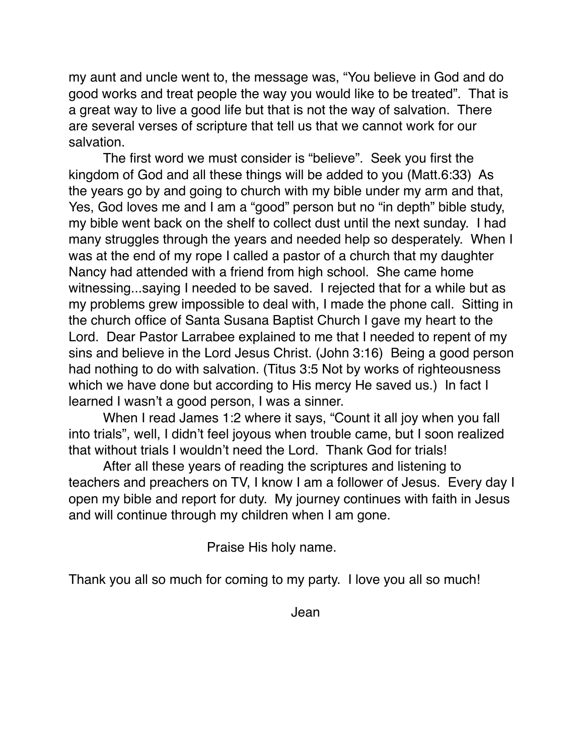my aunt and uncle went to, the message was, “You believe in God and do good works and treat people the way you would like to be treated”. That is a great way to live a good life but that is not the way of salvation. There are several verses of scripture that tell us that we cannot work for our salvation.

The first word we must consider is “believe”. Seek you first the kingdom of God and all these things will be added to you (Matt.6:33) As the years go by and going to church with my bible under my arm and that, Yes, God loves me and I am a “good” person but no “in depth” bible study, my bible went back on the shelf to collect dust until the next sunday. I had many struggles through the years and needed help so desperately. When I was at the end of my rope I called a pastor of a church that my daughter Nancy had attended with a friend from high school. She came home witnessing...saying I needed to be saved. I rejected that for a while but as my problems grew impossible to deal with, I made the phone call. Sitting in the church office of Santa Susana Baptist Church I gave my heart to the Lord. Dear Pastor Larrabee explained to me that I needed to repent of my sins and believe in the Lord Jesus Christ. (John 3:16) Being a good person had nothing to do with salvation. (Titus 3:5 Not by works of righteousness which we have done but according to His mercy He saved us.) In fact I learned I wasn’t a good person, I was a sinner.

When I read James 1:2 where it says, “Count it all joy when you fall into trials”, well, I didn’t feel joyous when trouble came, but I soon realized that without trials I wouldn’t need the Lord. Thank God for trials!

After all these years of reading the scriptures and listening to teachers and preachers on TV, I know I am a follower of Jesus. Every day I open my bible and report for duty. My journey continues with faith in Jesus and will continue through my children when I am gone.

Praise His holy name.

Thank you all so much for coming to my party. I love you all so much!

Jean